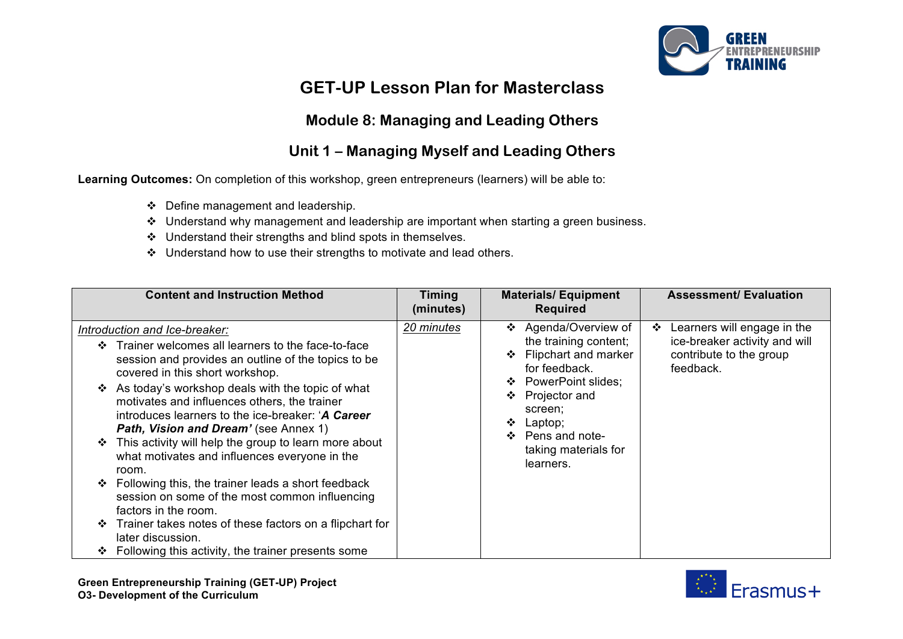# GET-UP Lesson Plan for Masterclass

## Module 8: Managing and Leading Others

## Unit 1 – Managing Myself and Leading Others

**Learning Outcomes:** On completion of this workshop, green entrepreneurs (learners) will be able to:

- Define management and leadership.
- Understand why management and leadership are important when starting a green business.
- Understand their strengths and blind spots in themselves.
- Understand how to use their strengths to motivate and lead others.

| Content and Instruction Method | Timing (minutes) | Materials/ Equipment Required | Assessment/ Evaluation |
|---|---|---|---|
| *Introduction and Ice-breaker:*<br>❖ Trainer welcomes all learners to the face-to-face session and provides an outline of the topics to be covered in this short workshop.<br>❖ As today's workshop deals with the topic of what motivates and influences others, the trainer introduces learners to the ice-breaker: '***A Career Path, Vision and Dream'*** (see Annex 1)<br>❖ This activity will help the group to learn more about what motivates and influences everyone in the room.<br>❖ Following this, the trainer leads a short feedback session on some of the most common influencing factors in the room.<br>❖ Trainer takes notes of these factors on a flipchart for later discussion.<br>❖ Following this activity, the trainer presents some | *20 minutes* | ❖ Agenda/Overview of the training content;<br>❖ Flipchart and marker for feedback.<br>❖ PowerPoint slides;<br>❖ Projector and screen;<br>❖ Laptop;<br>❖ Pens and note-taking materials for learners. | ❖ Learners will engage in the ice-breaker activity and will contribute to the group feedback. |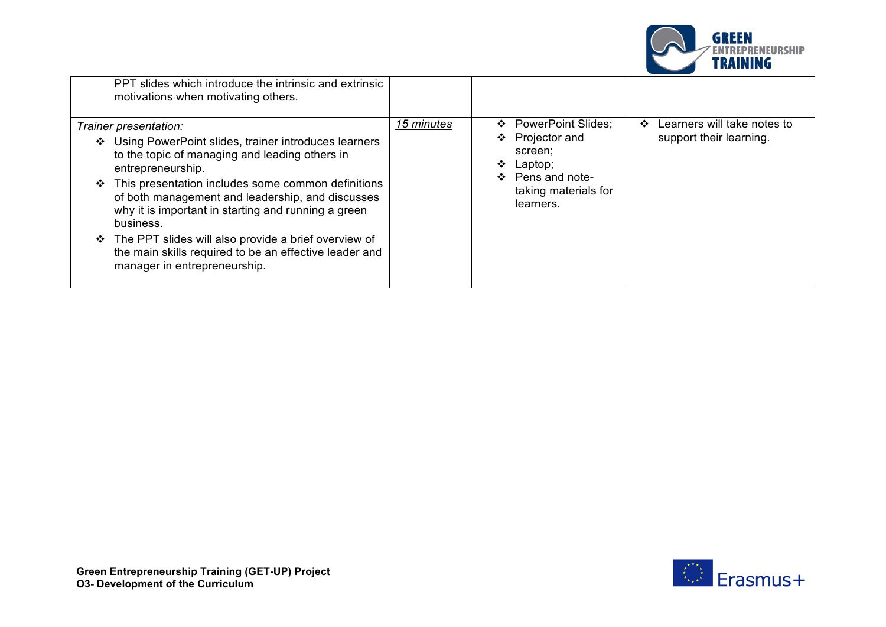| | | | |
|---|---|---|---|
| PPT slides which introduce the intrinsic and extrinsic motivations when motivating others. | | | |
| *Trainer presentation:*<br>❖ Using PowerPoint slides, trainer introduces learners to the topic of managing and leading others in entrepreneurship.<br>❖ This presentation includes some common definitions of both management and leadership, and discusses why it is important in starting and running a green business.<br>❖ The PPT slides will also provide a brief overview of the main skills required to be an effective leader and manager in entrepreneurship. | *15 minutes* | ❖ PowerPoint Slides;<br>❖ Projector and screen;<br>❖ Laptop;<br>❖ Pens and note-taking materials for learners. | ❖ Learners will take notes to support their learning. |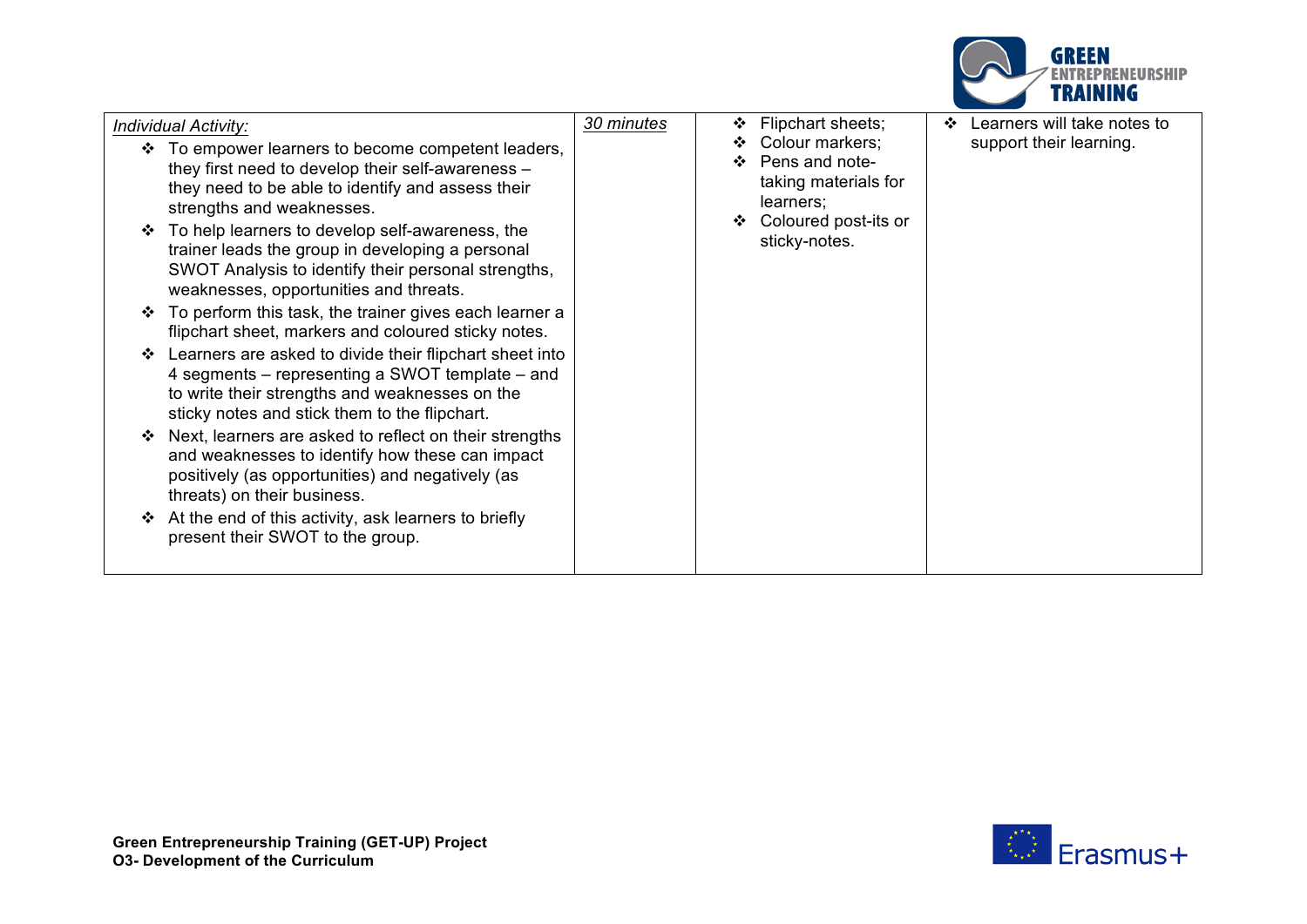| *Individual Activity:*<br>❖ To empower learners to become competent leaders, they first need to develop their self-awareness – they need to be able to identify and assess their strengths and weaknesses.<br>❖ To help learners to develop self-awareness, the trainer leads the group in developing a personal SWOT Analysis to identify their personal strengths, weaknesses, opportunities and threats.<br>❖ To perform this task, the trainer gives each learner a flipchart sheet, markers and coloured sticky notes.<br>❖ Learners are asked to divide their flipchart sheet into 4 segments – representing a SWOT template – and to write their strengths and weaknesses on the sticky notes and stick them to the flipchart.<br>❖ Next, learners are asked to reflect on their strengths and weaknesses to identify how these can impact positively (as opportunities) and negatively (as threats) on their business.<br>❖ At the end of this activity, ask learners to briefly present their SWOT to the group. | *30 minutes* | ❖ Flipchart sheets;<br>❖ Colour markers;<br>❖ Pens and note-taking materials for learners;<br>❖ Coloured post-its or sticky-notes. | ❖ Learners will take notes to support their learning. |
|---|---|---|---|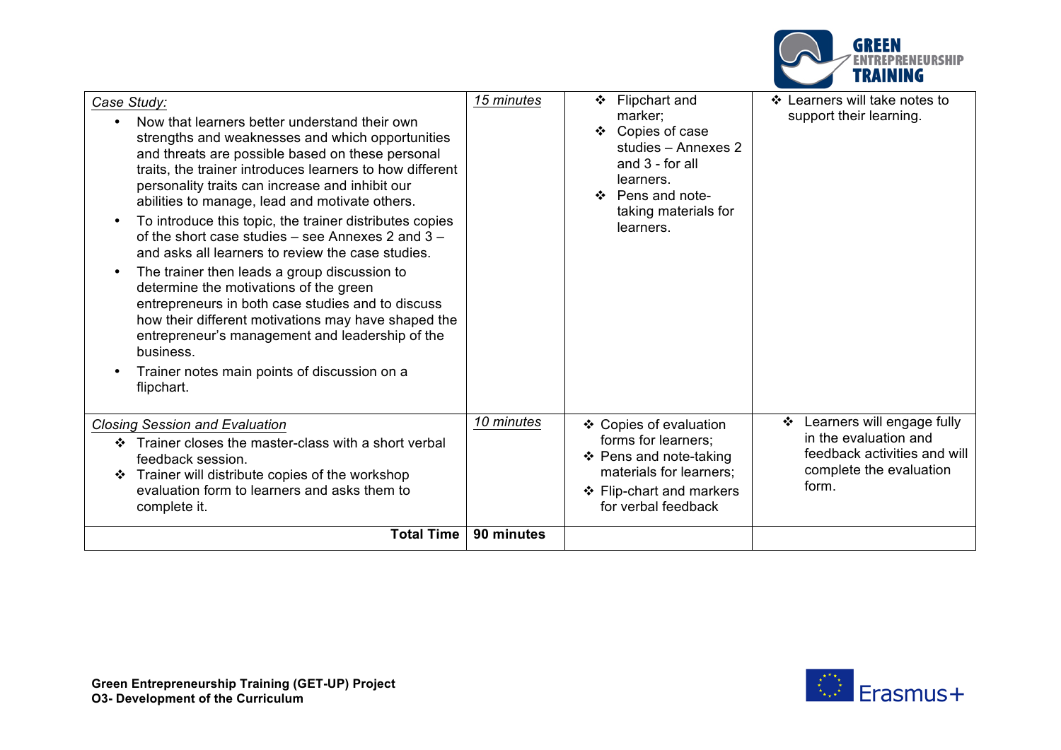| | | | |
|---|---|---|---|
| *Case Study:*<br>• Now that learners better understand their own strengths and weaknesses and which opportunities and threats are possible based on these personal traits, the trainer introduces learners to how different personality traits can increase and inhibit our abilities to manage, lead and motivate others.<br>• To introduce this topic, the trainer distributes copies of the short case studies – see Annexes 2 and 3 – and asks all learners to review the case studies.<br>• The trainer then leads a group discussion to determine the motivations of the green entrepreneurs in both case studies and to discuss how their different motivations may have shaped the entrepreneur's management and leadership of the business.<br>• Trainer notes main points of discussion on a flipchart. | *15 minutes* | ❖ Flipchart and marker;<br>❖ Copies of case studies – Annexes 2 and 3 - for all learners.<br>❖ Pens and note-taking materials for learners. | ❖ Learners will take notes to support their learning. |
| *Closing Session and Evaluation*<br>❖ Trainer closes the master-class with a short verbal feedback session.<br>❖ Trainer will distribute copies of the workshop evaluation form to learners and asks them to complete it. | *10 minutes* | ❖ Copies of evaluation forms for learners;<br>❖ Pens and note-taking materials for learners;<br>❖ Flip-chart and markers for verbal feedback | ❖ Learners will engage fully in the evaluation and feedback activities and will complete the evaluation form. |
| **Total Time** | **90 minutes** | | |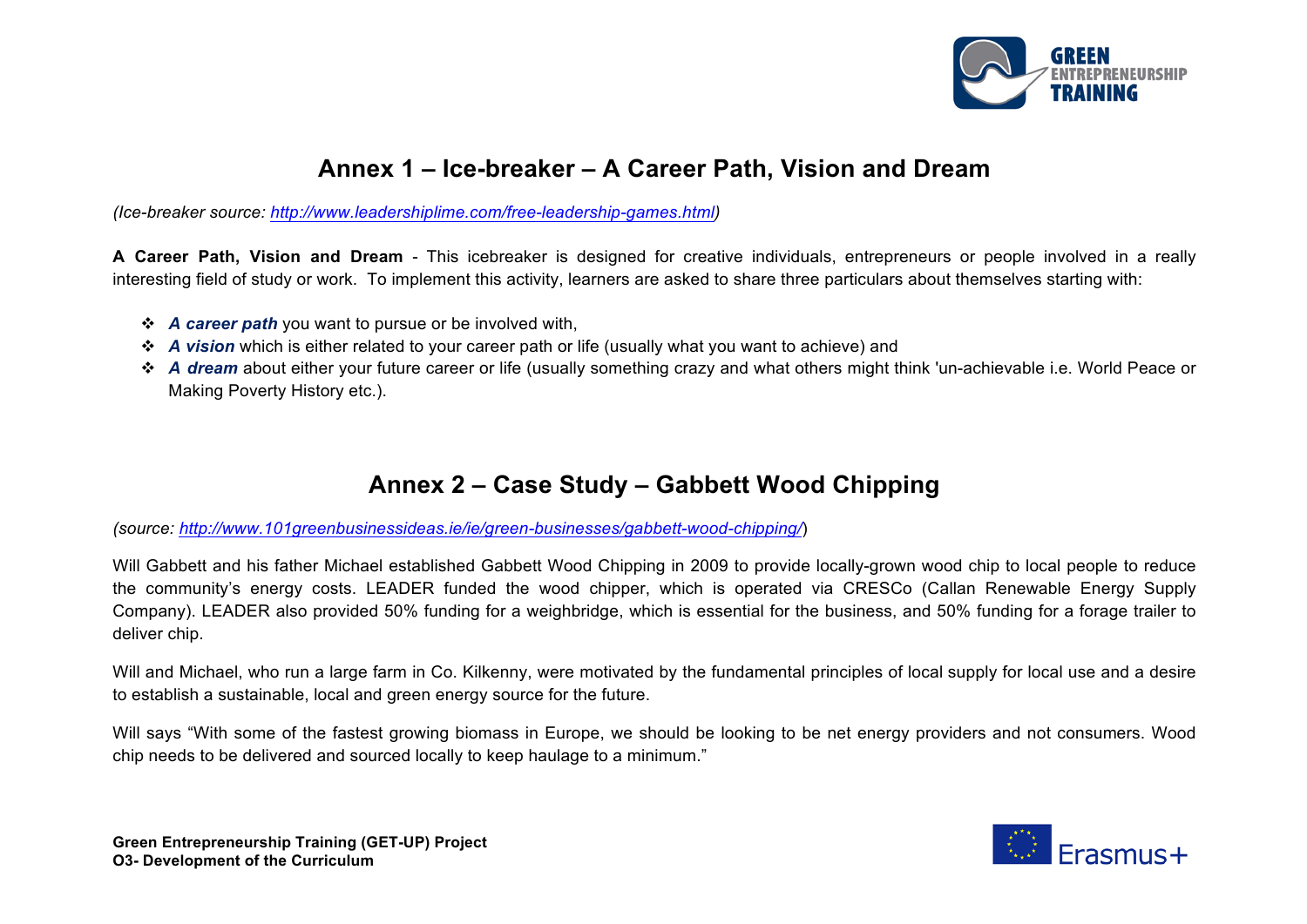## Annex 1 – Ice-breaker – A Career Path, Vision and Dream

*(Ice-breaker source: http://www.leadershiplime.com/free-leadership-games.html)*

**A Career Path, Vision and Dream** - This icebreaker is designed for creative individuals, entrepreneurs or people involved in a really interesting field of study or work. To implement this activity, learners are asked to share three particulars about themselves starting with:

- ***A career path*** you want to pursue or be involved with,
- ***A vision*** which is either related to your career path or life (usually what you want to achieve) and
- ***A dream*** about either your future career or life (usually something crazy and what others might think 'un-achievable i.e. World Peace or Making Poverty History etc.).

## Annex 2 – Case Study – Gabbett Wood Chipping

*(source: http://www.101greenbusinessideas.ie/ie/green-businesses/gabbett-wood-chipping/)*

Will Gabbett and his father Michael established Gabbett Wood Chipping in 2009 to provide locally-grown wood chip to local people to reduce the community's energy costs. LEADER funded the wood chipper, which is operated via CRESCo (Callan Renewable Energy Supply Company). LEADER also provided 50% funding for a weighbridge, which is essential for the business, and 50% funding for a forage trailer to deliver chip.

Will and Michael, who run a large farm in Co. Kilkenny, were motivated by the fundamental principles of local supply for local use and a desire to establish a sustainable, local and green energy source for the future.

Will says "With some of the fastest growing biomass in Europe, we should be looking to be net energy providers and not consumers. Wood chip needs to be delivered and sourced locally to keep haulage to a minimum."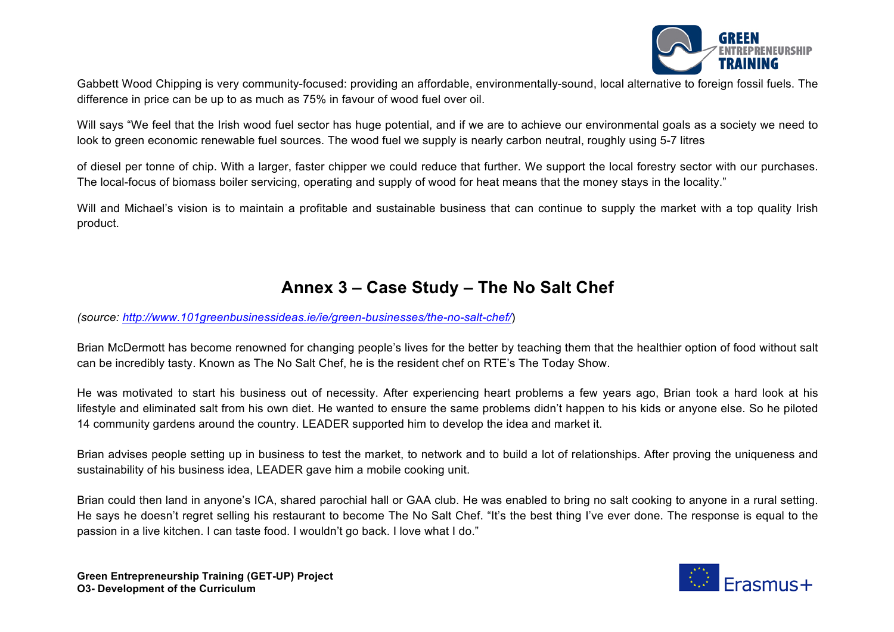Gabbett Wood Chipping is very community-focused: providing an affordable, environmentally-sound, local alternative to foreign fossil fuels. The difference in price can be up to as much as 75% in favour of wood fuel over oil.

Will says "We feel that the Irish wood fuel sector has huge potential, and if we are to achieve our environmental goals as a society we need to look to green economic renewable fuel sources. The wood fuel we supply is nearly carbon neutral, roughly using 5-7 litres

of diesel per tonne of chip. With a larger, faster chipper we could reduce that further. We support the local forestry sector with our purchases. The local-focus of biomass boiler servicing, operating and supply of wood for heat means that the money stays in the locality."

Will and Michael's vision is to maintain a profitable and sustainable business that can continue to supply the market with a top quality Irish product.

## Annex 3 – Case Study – The No Salt Chef

*(source: http://www.101greenbusinessideas.ie/ie/green-businesses/the-no-salt-chef/)*

Brian McDermott has become renowned for changing people's lives for the better by teaching them that the healthier option of food without salt can be incredibly tasty. Known as The No Salt Chef, he is the resident chef on RTE's The Today Show.

He was motivated to start his business out of necessity. After experiencing heart problems a few years ago, Brian took a hard look at his lifestyle and eliminated salt from his own diet. He wanted to ensure the same problems didn't happen to his kids or anyone else. So he piloted 14 community gardens around the country. LEADER supported him to develop the idea and market it.

Brian advises people setting up in business to test the market, to network and to build a lot of relationships. After proving the uniqueness and sustainability of his business idea, LEADER gave him a mobile cooking unit.

Brian could then land in anyone's ICA, shared parochial hall or GAA club. He was enabled to bring no salt cooking to anyone in a rural setting. He says he doesn't regret selling his restaurant to become The No Salt Chef. "It's the best thing I've ever done. The response is equal to the passion in a live kitchen. I can taste food. I wouldn't go back. I love what I do."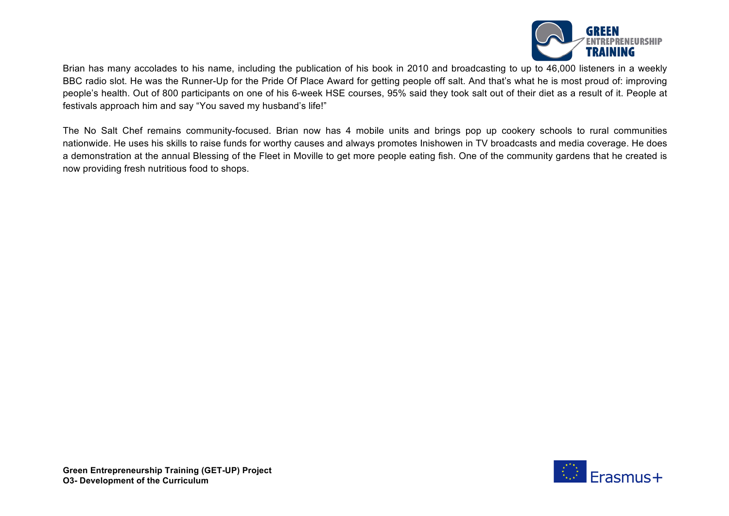Brian has many accolades to his name, including the publication of his book in 2010 and broadcasting to up to 46,000 listeners in a weekly BBC radio slot. He was the Runner-Up for the Pride Of Place Award for getting people off salt. And that's what he is most proud of: improving people's health. Out of 800 participants on one of his 6-week HSE courses, 95% said they took salt out of their diet as a result of it. People at festivals approach him and say "You saved my husband's life!"

The No Salt Chef remains community-focused. Brian now has 4 mobile units and brings pop up cookery schools to rural communities nationwide. He uses his skills to raise funds for worthy causes and always promotes Inishowen in TV broadcasts and media coverage. He does a demonstration at the annual Blessing of the Fleet in Moville to get more people eating fish. One of the community gardens that he created is now providing fresh nutritious food to shops.